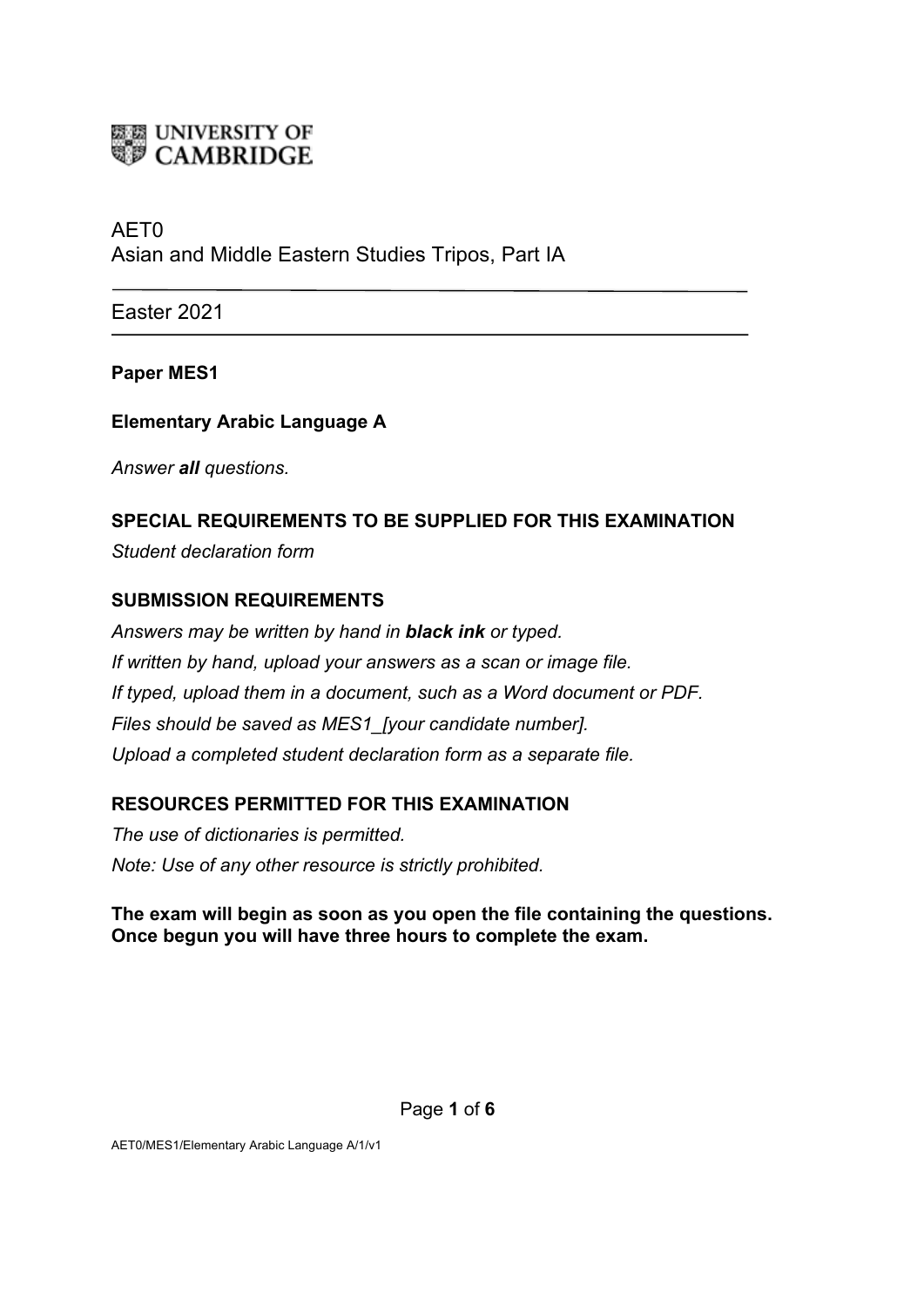UNIVERSITY OF CAMBRIDGE

AET0
Asian and Middle Eastern Studies Tripos, Part IA

---

Easter 2021

---

**Paper MES1**

**Elementary Arabic Language A**

*Answer **all** questions.*

**SPECIAL REQUIREMENTS TO BE SUPPLIED FOR THIS EXAMINATION**

*Student declaration form*

**SUBMISSION REQUIREMENTS**

*Answers may be written by hand in **black ink** or typed.*
*If written by hand, upload your answers as a scan or image file.*
*If typed, upload them in a document, such as a Word document or PDF.*
*Files should be saved as MES1_[your candidate number].*
*Upload a completed student declaration form as a separate file.*

**RESOURCES PERMITTED FOR THIS EXAMINATION**

*The use of dictionaries is permitted.*
*Note: Use of any other resource is strictly prohibited.*

**The exam will begin as soon as you open the file containing the questions. Once begun you will have three hours to complete the exam.**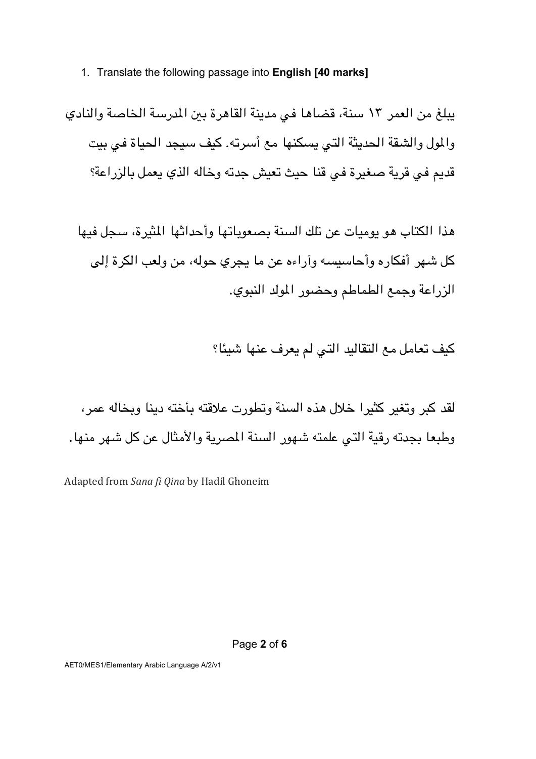1. Translate the following passage into **English [40 marks]**

يبلغ من العمر ١٣ سنة، قضاها في مدينة القاهرة بين المدرسة الخاصة والنادي والمول والشقة الحديثة التي يسكنها مع أسرته. كيف سيجد الحياة في بيت قديم في قرية صغيرة في قنا حيث تعيش جدته وخاله الذي يعمل بالزراعة؟

هذا الكتاب هو يوميات عن تلك السنة بصعوباتها وأحداثها المثيرة، سجل فيها كل شهر أفكاره وأحاسيسه وآراءه عن ما يجري حوله، من ولعب الكرة إلى الزراعة وجمع الطماطم وحضور المولد النبوي.

كيف تعامل مع التقاليد التي لم يعرف عنها شيئا؟

لقد كبر وتغير كثيرا خلال هذه السنة وتطورت علاقته بأخته دينا وبخاله عمر، وطبعا بجدته رقية التي علمته شهور السنة المصرية والأمثال عن كل شهر منها.

Adapted from *Sana fi Qina* by Hadil Ghoneim

AET0/MES1/Elementary Arabic Language A/2/v1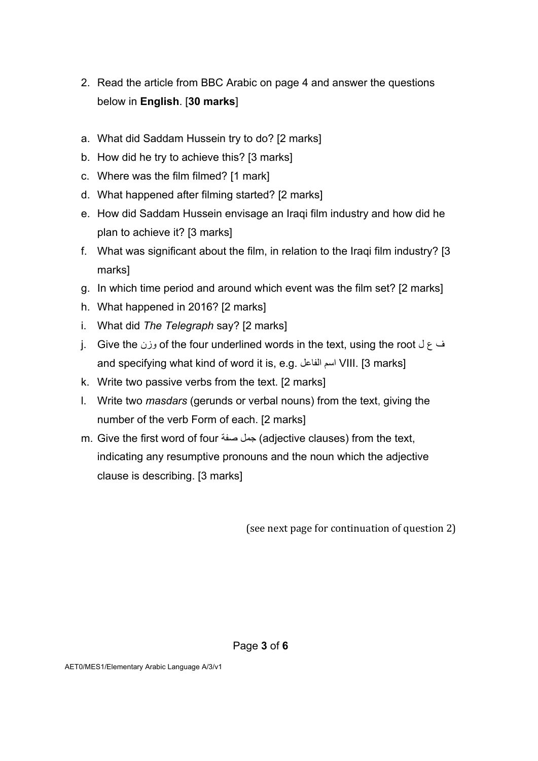2. Read the article from BBC Arabic on page 4 and answer the questions below in **English**. [**30 marks**]

a. What did Saddam Hussein try to do? [2 marks]
b. How did he try to achieve this? [3 marks]
c. Where was the film filmed? [1 mark]
d. What happened after filming started? [2 marks]
e. How did Saddam Hussein envisage an Iraqi film industry and how did he plan to achieve it? [3 marks]
f. What was significant about the film, in relation to the Iraqi film industry? [3 marks]
g. In which time period and around which event was the film set? [2 marks]
h. What happened in 2016? [2 marks]
i. What did *The Telegraph* say? [2 marks]
j. Give the وزن of the four underlined words in the text, using the root ف ع ل and specifying what kind of word it is, e.g. اسم الفاعل VIII. [3 marks]
k. Write two passive verbs from the text. [2 marks]
l. Write two *masdars* (gerunds or verbal nouns) from the text, giving the number of the verb Form of each. [2 marks]
m. Give the first word of four جمل صفة (adjective clauses) from the text, indicating any resumptive pronouns and the noun which the adjective clause is describing. [3 marks]

(see next page for continuation of question 2)

AET0/MES1/Elementary Arabic Language A/3/v1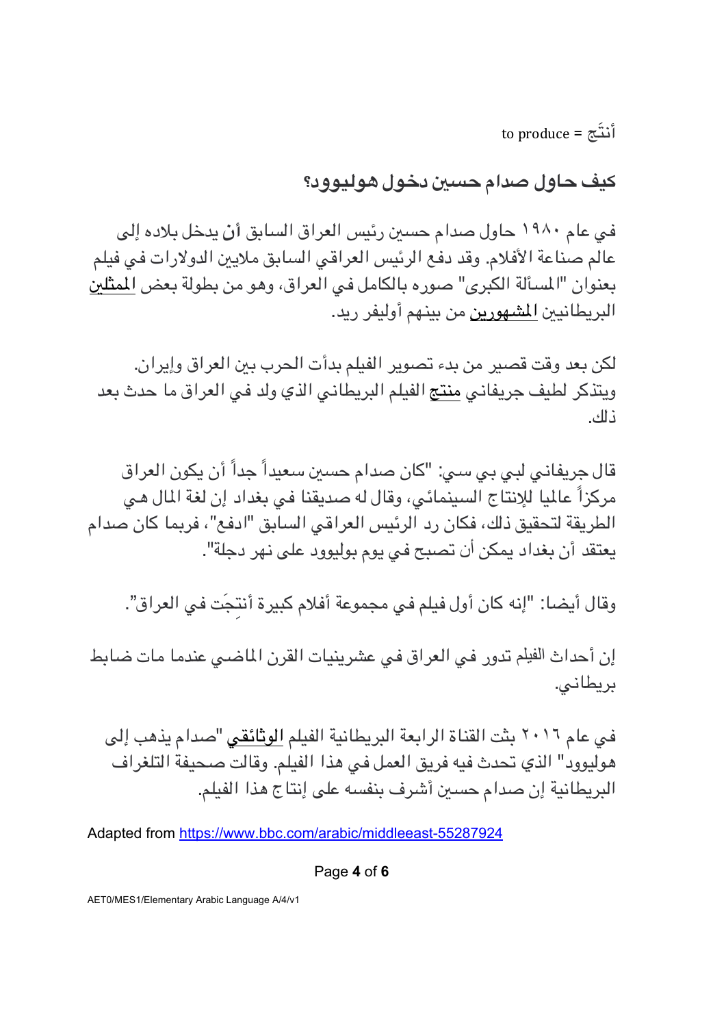أنتَج = to produce

## كيف حاول صدام حسين دخول هوليوود؟

في عام ١٩٨٠ حاول صدام حسين رئيس العراق السابق **أن** يدخل بلاده إلى عالم صناعة الأفلام. وقد دفع الرئيس العراقي السابق ملايين الدولارات في فيلم بعنوان "المسألة الكبرى" صوره بالكامل في العراق، وهو من بطولة بعض <u>الممثلين</u> البريطانيين <u>المشهورين</u> من بينهم أوليفر ريد.

لكن بعد وقت قصير من بدء تصوير الفيلم بدأت الحرب بين العراق وإيران. ويتذكر لطيف جريفاني <u>منتج</u> الفيلم البريطاني الذي ولد في العراق ما حدث بعد ذلك.

قال جريفاني لبي بي سي: "كان صدام حسين سعيداً جداً أن يكون العراق مركزاً عالميا للإنتاج السينمائي، وقال له صديقنا في بغداد إن لغة المال هي الطريقة لتحقيق ذلك، فكان رد الرئيس العراقي السابق "ادفع"، فربما كان صدام يعتقد أن بغداد يمكن أن تصبح في يوم بوليوود على نهر دجلة".

وقال أيضا: "إنه كان أول فيلم في مجموعة أفلام كبيرة أنتِجَت في العراق".

إن أحداث الفيلم تدور في العراق في عشرينيات القرن الماضي عندما مات ضابط بريطاني.

في عام ٢٠١٦ بثت القناة الرابعة البريطانية الفيلم **<u>الوثائقي</u>** "صدام يذهب إلى هوليوود" الذي تحدث فيه فريق العمل في هذا الفيلم. وقالت صحيفة التلغراف البريطانية إن صدام حسين أشرف بنفسه على إنتاج هذا الفيلم.

Adapted from https://www.bbc.com/arabic/middleeast-55287924

AET0/MES1/Elementary Arabic Language A/4/v1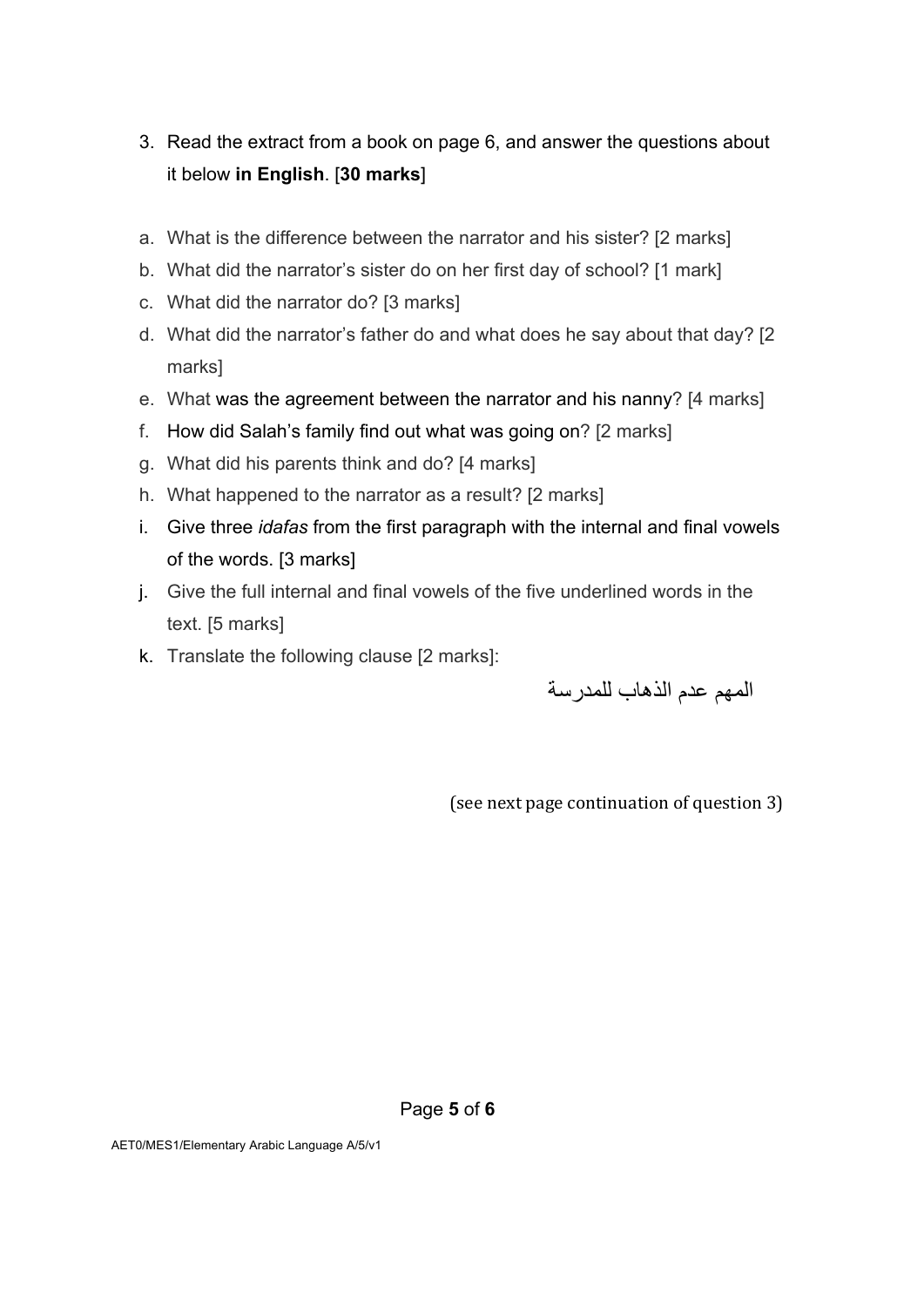3. Read the extract from a book on page 6, and answer the questions about it below **in English**. [**30 marks**]

a. What is the difference between the narrator and his sister? [2 marks]
b. What did the narrator's sister do on her first day of school? [1 mark]
c. What did the narrator do? [3 marks]
d. What did the narrator's father do and what does he say about that day? [2 marks]
e. What was the agreement between the narrator and his nanny? [4 marks]
f. How did Salah's family find out what was going on? [2 marks]
g. What did his parents think and do? [4 marks]
h. What happened to the narrator as a result? [2 marks]
i. Give three *idafas* from the first paragraph with the internal and final vowels of the words. [3 marks]
j. Give the full internal and final vowels of the five underlined words in the text. [5 marks]
k. Translate the following clause [2 marks]:

المهم عدم الذهاب للمدرسة

(see next page continuation of question 3)

AET0/MES1/Elementary Arabic Language A/5/v1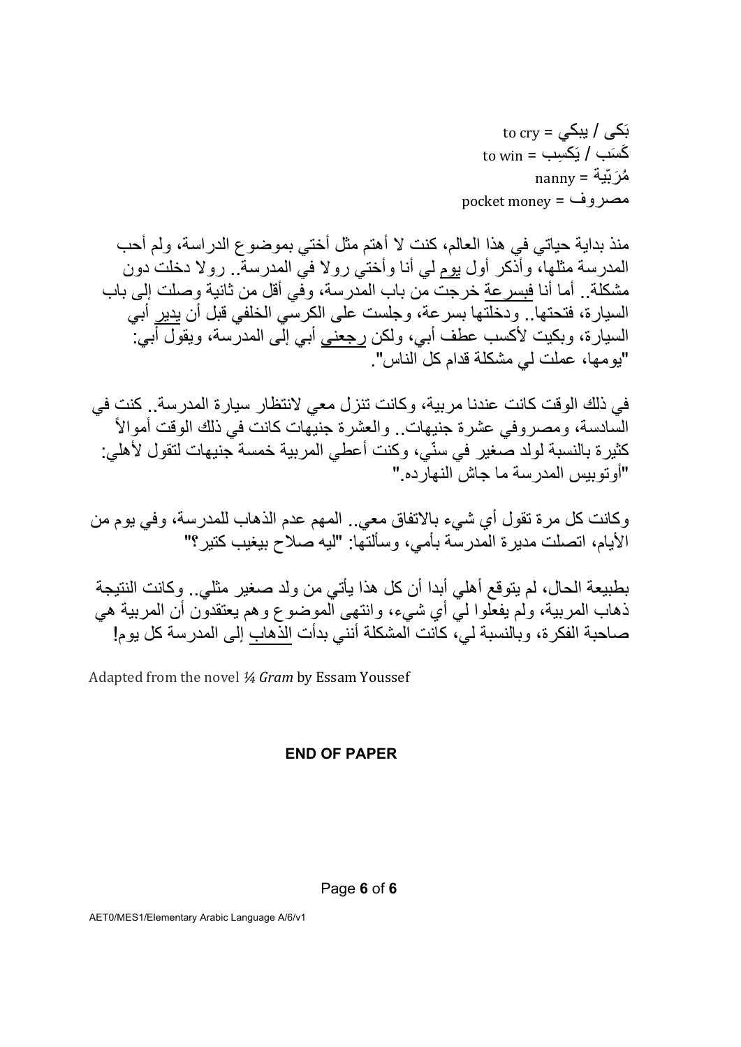بَكى / يبكي = to cry
كَسَب / يَكسِب = to win
مُرَبّية = nanny
مصروف = pocket money

منذ بداية حياتي في هذا العالم، كنت لا أهتم مثل أختي بموضوع الدراسة، ولم أحب المدرسة مثلها، وأذكر أول يوم لي أنا وأختي رولا في المدرسة.. رولا دخلت دون مشكلة.. أما أنا فبسرعة خرجت من باب المدرسة، وفي أقل من ثانية وصلت إلى باب السيارة، فتحتها.. ودخلتها بسرعة، وجلست على الكرسي الخلفي قبل أن يدير أبي السيارة، وبكيت لأكسب عطف أبي، ولكن رجعني أبي إلى المدرسة، ويقول أبي: "يومها، عملت لي مشكلة قدام كل الناس".

في ذلك الوقت كانت عندنا مربية، وكانت تنزل معي لانتظار سيارة المدرسة.. كنت في السادسة، ومصروفي عشرة جنيهات.. والعشرة جنيهات كانت في ذلك الوقت أموالاً كثيرة بالنسبة لولد صغير في سنّي، وكنت أعطي المربية خمسة جنيهات لتقول لأهلي: "أوتوبيس المدرسة ما جاش النهارده."

وكانت كل مرة تقول أي شيء بالاتفاق معي.. المهم عدم الذهاب للمدرسة، وفي يوم من الأيام، اتصلت مديرة المدرسة بأمي، وسألتها: "ليه صلاح بيغيب كتير؟"

بطبيعة الحال، لم يتوقع أهلي أبدا أن كل هذا يأتي من ولد صغير مثلي.. وكانت النتيجة ذهاب المربية، ولم يفعلوا لي أي شيء، وانتهى الموضوع وهم يعتقدون أن المربية هي صاحبة الفكرة، وبالنسبة لي، كانت المشكلة أنني بدأت الذهاب إلى المدرسة كل يوم!

Adapted from the novel *¼ Gram* by Essam Youssef

**END OF PAPER**

AET0/MES1/Elementary Arabic Language A/6/v1